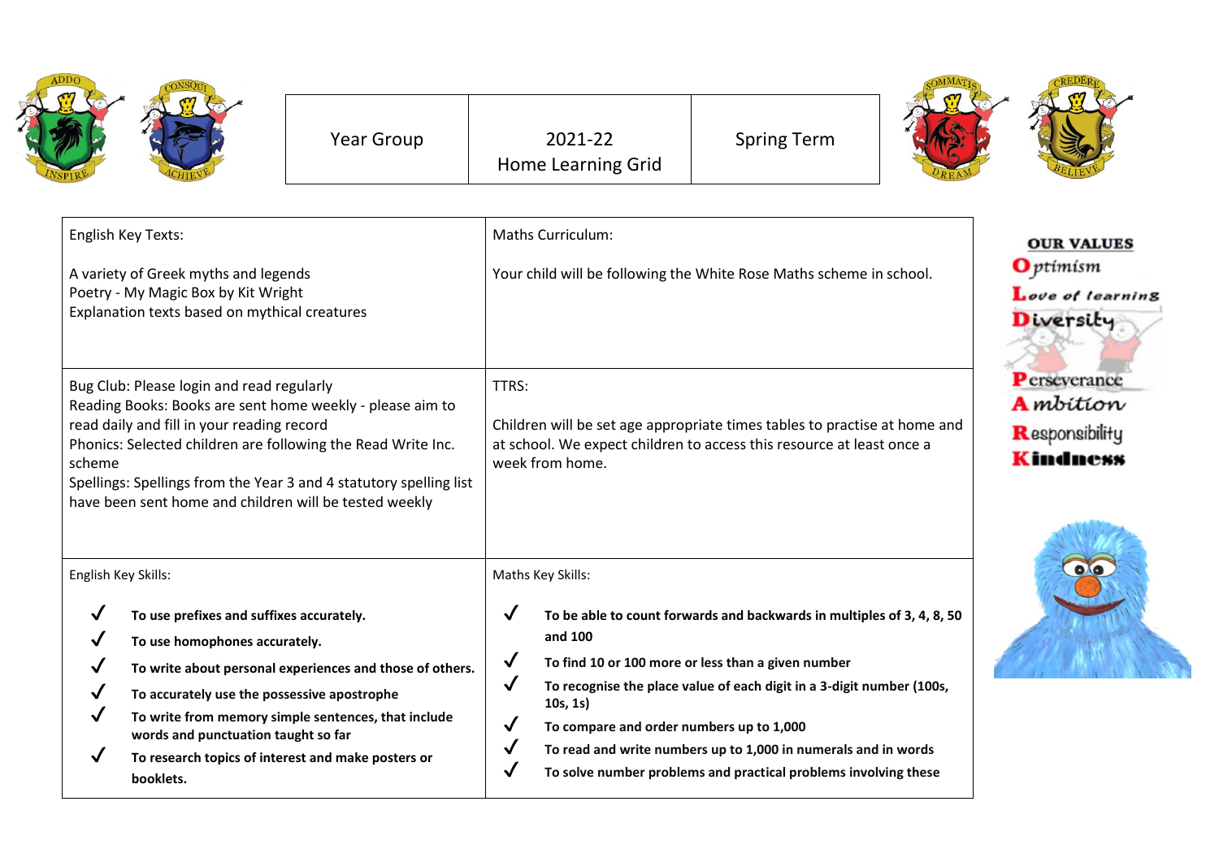| Year Group | 2021-22 Home Learning Grid | Spring Term |
| --- | --- | --- |

| English Key Texts: | Maths Curriculum: |
| --- | --- |
| A variety of Greek myths and legends<br>Poetry - My Magic Box by Kit Wright<br>Explanation texts based on mythical creatures | Your child will be following the White Rose Maths scheme in school. |
| Bug Club: Please login and read regularly<br>Reading Books: Books are sent home weekly - please aim to read daily and fill in your reading record<br>Phonics: Selected children are following the Read Write Inc. scheme<br>Spellings: Spellings from the Year 3 and 4 statutory spelling list have been sent home and children will be tested weekly | TTRS:<br><br>Children will be set age appropriate times tables to practise at home and at school. We expect children to access this resource at least once a week from home. |
| English Key Skills:<br><br>✓ **To use prefixes and suffixes accurately.**<br>✓ **To use homophones accurately.**<br>✓ **To write about personal experiences and those of others.**<br>✓ **To accurately use the possessive apostrophe**<br>✓ **To write from memory simple sentences, that include words and punctuation taught so far**<br>✓ **To research topics of interest and make posters or booklets.** | Maths Key Skills:<br><br>✓ **To be able to count forwards and backwards in multiples of 3, 4, 8, 50 and 100**<br>✓ **To find 10 or 100 more or less than a given number**<br>✓ **To recognise the place value of each digit in a 3-digit number (100s, 10s, 1s)**<br>✓ **To compare and order numbers up to 1,000**<br>✓ **To read and write numbers up to 1,000 in numerals and in words**<br>✓ **To solve number problems and practical problems involving these** |

**OUR VALUES**

**O**ptimism
**L**ove of learning
**D**iversity
**P**erseverance
**A**mbition
**R**esponsibility
**K**indness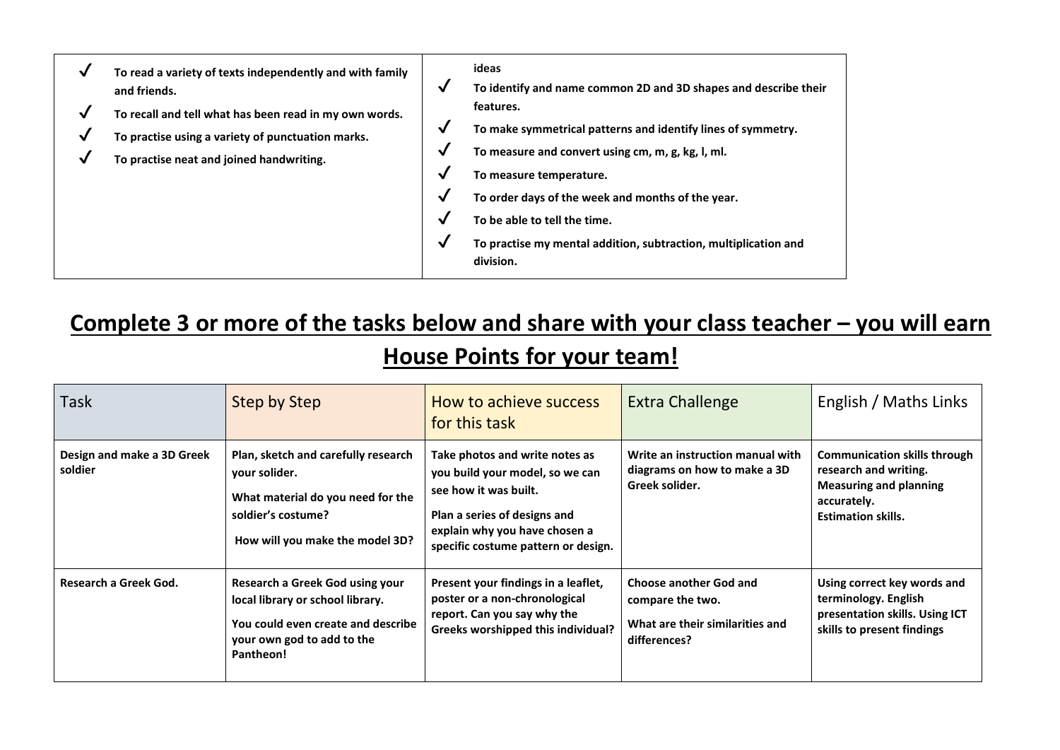| | |
|---|---|
| ✓ **To read a variety of texts independently and with family and friends.**<br>✓ **To recall and tell what has been read in my own words.**<br>✓ **To practise using a variety of punctuation marks.**<br>✓ **To practise neat and joined handwriting.** | **ideas**<br>✓ **To identify and name common 2D and 3D shapes and describe their features.**<br>✓ **To make symmetrical patterns and identify lines of symmetry.**<br>✓ **To measure and convert using cm, m, g, kg, l, ml.**<br>✓ **To measure temperature.**<br>✓ **To order days of the week and months of the year.**<br>✓ **To be able to tell the time.**<br>✓ **To practise my mental addition, subtraction, multiplication and division.** |

## <u>Complete 3 or more of the tasks below and share with your class teacher – you will earn House Points for your team!</u>

| Task | Step by Step | How to achieve success for this task | Extra Challenge | English / Maths Links |
|---|---|---|---|---|
| **Design and make a 3D Greek soldier** | **Plan, sketch and carefully research your solider.**<br>**What material do you need for the soldier's costume?**<br>**How will you make the model 3D?** | **Take photos and write notes as you build your model, so we can see how it was built.**<br>**Plan a series of designs and explain why you have chosen a specific costume pattern or design.** | **Write an instruction manual with diagrams on how to make a 3D Greek solider.** | **Communication skills through research and writing.**<br>**Measuring and planning accurately.**<br>**Estimation skills.** |
| **Research a Greek God.** | **Research a Greek God using your local library or school library.**<br>**You could even create and describe your own god to add to the Pantheon!** | **Present your findings in a leaflet, poster or a non-chronological report. Can you say why the Greeks worshipped this individual?** | **Choose another God and compare the two.**<br>**What are their similarities and differences?** | **Using correct key words and terminology. English presentation skills. Using ICT skills to present findings** |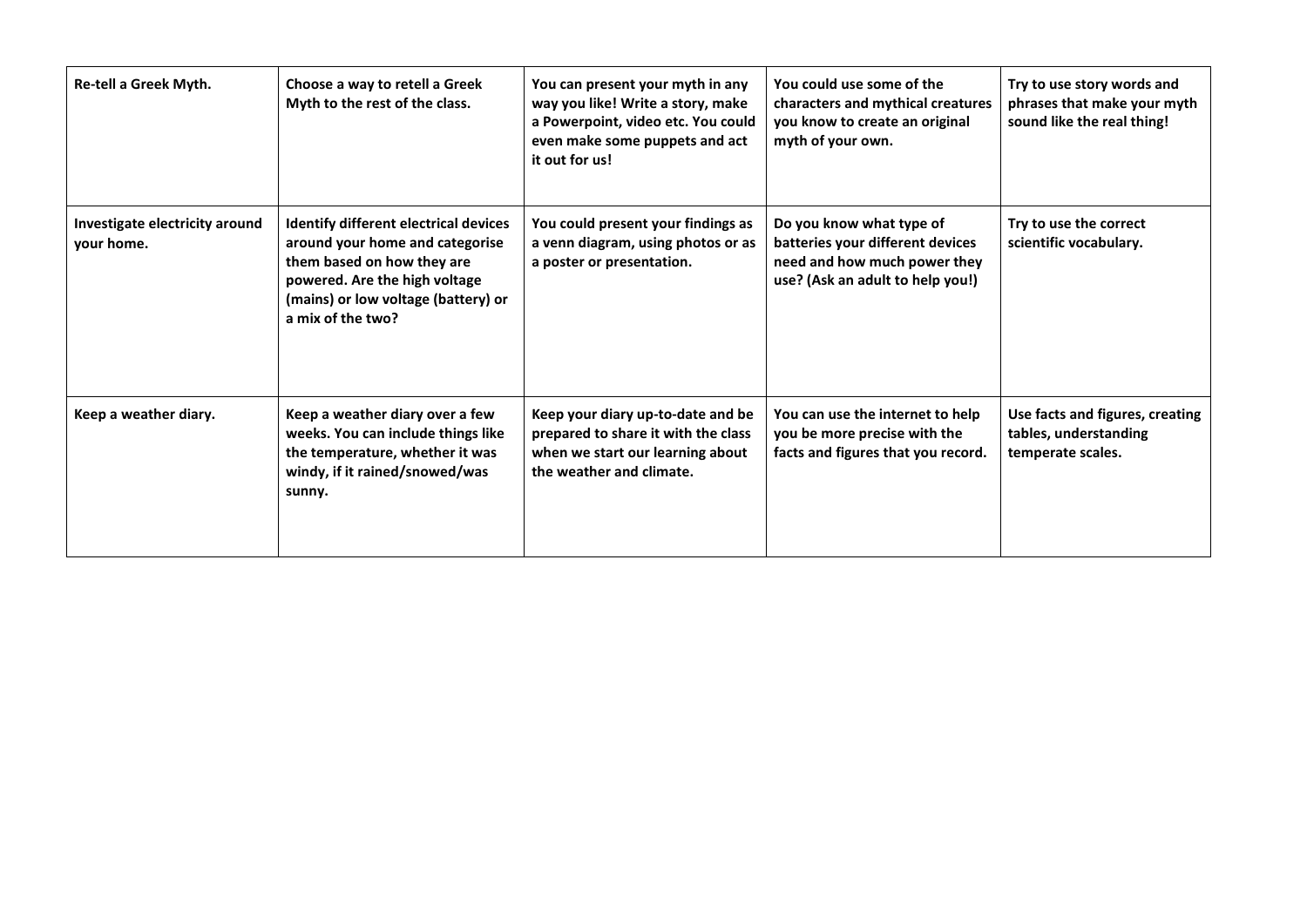| Re-tell a Greek Myth. | Choose a way to retell a Greek Myth to the rest of the class. | You can present your myth in any way you like! Write a story, make a Powerpoint, video etc. You could even make some puppets and act it out for us! | You could use some of the characters and mythical creatures you know to create an original myth of your own. | Try to use story words and phrases that make your myth sound like the real thing! |
|---|---|---|---|---|
| Investigate electricity around your home. | Identify different electrical devices around your home and categorise them based on how they are powered. Are the high voltage (mains) or low voltage (battery) or a mix of the two? | You could present your findings as a venn diagram, using photos or as a poster or presentation. | Do you know what type of batteries your different devices need and how much power they use? (Ask an adult to help you!) | Try to use the correct scientific vocabulary. |
| Keep a weather diary. | Keep a weather diary over a few weeks. You can include things like the temperature, whether it was windy, if it rained/snowed/was sunny. | Keep your diary up-to-date and be prepared to share it with the class when we start our learning about the weather and climate. | You can use the internet to help you be more precise with the facts and figures that you record. | Use facts and figures, creating tables, understanding temperate scales. |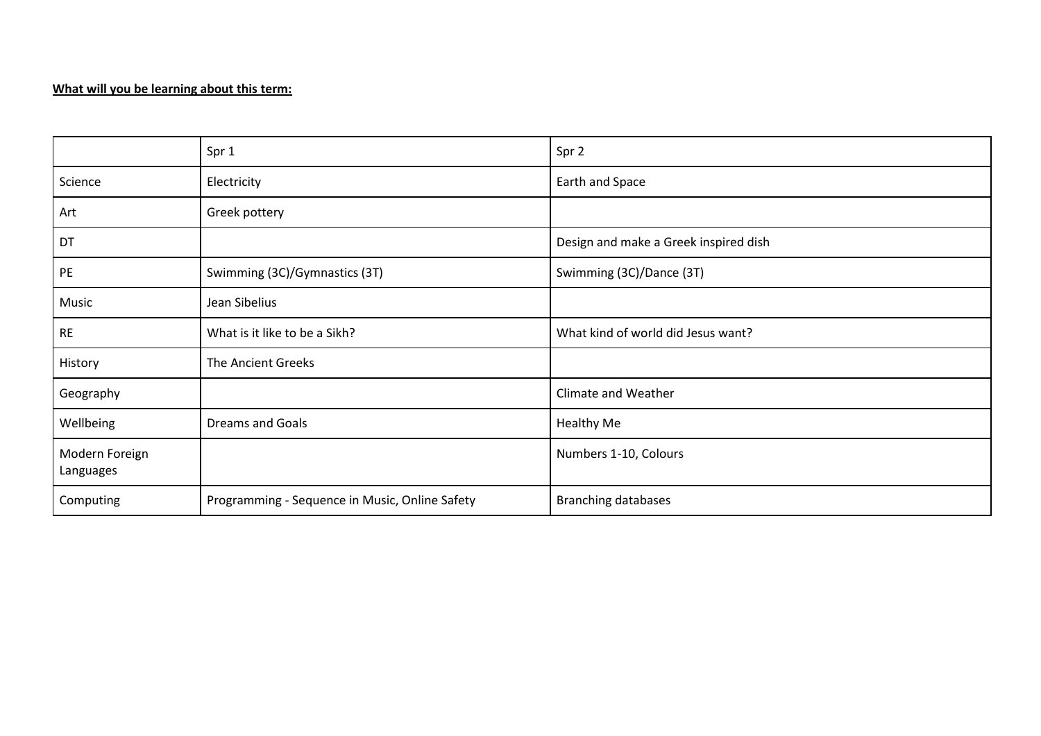**<u>What will you be learning about this term:</u>**

| | Spr 1 | Spr 2 |
|---|---|---|
| Science | Electricity | Earth and Space |
| Art | Greek pottery | |
| DT | | Design and make a Greek inspired dish |
| PE | Swimming (3C)/Gymnastics (3T) | Swimming (3C)/Dance (3T) |
| Music | Jean Sibelius | |
| RE | What is it like to be a Sikh? | What kind of world did Jesus want? |
| History | The Ancient Greeks | |
| Geography | | Climate and Weather |
| Wellbeing | Dreams and Goals | Healthy Me |
| Modern Foreign Languages | | Numbers 1-10, Colours |
| Computing | Programming - Sequence in Music, Online Safety | Branching databases |